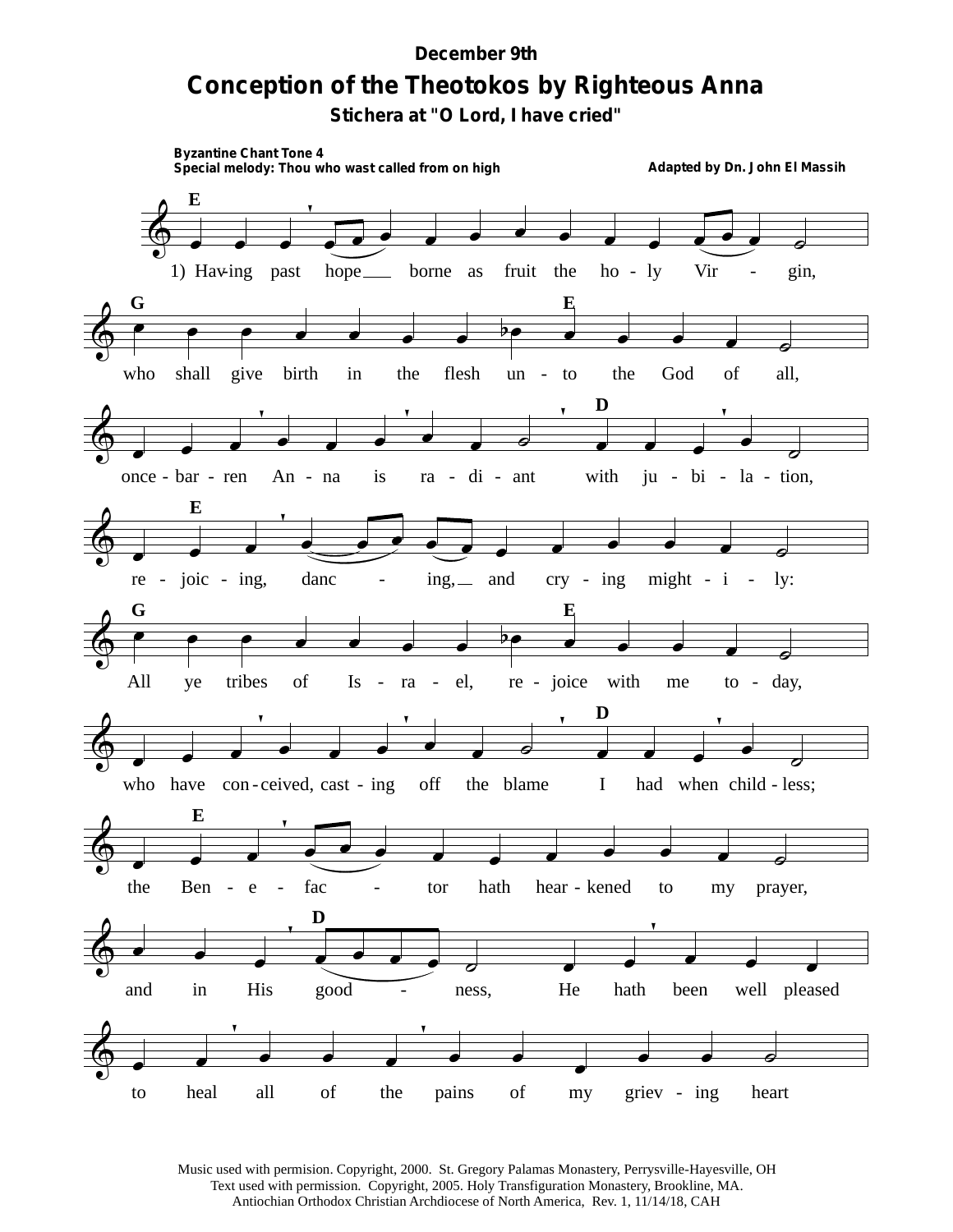December 9th

# Conception of the Theotokos by Righteous Anna

### Stichera at "O Lord, I have cried"

**Byzantine Chant Tone 4**
**Special melody: Thou who wast called from on high**

**Adapted by Dn. John El Massih**

1) Having past hope borne as fruit the holy Virgin, who shall give birth in the flesh unto the God of all, once-barren Anna is radiant with jubilation, rejoicing, dancing, and crying mightily: All ye tribes of Israel, rejoice with me today, who have conceived, casting off the blame I had when childless; the Benefactor hath hearkened to my prayer, and in His goodness, He hath been well pleased to heal all of the pains of my grieving heart

Music used with permision. Copyright, 2000. St. Gregory Palamas Monastery, Perrysville-Hayesville, OH
Text used with permission. Copyright, 2005. Holy Transfiguration Monastery, Brookline, MA.
Antiochian Orthodox Christian Archdiocese of North America, Rev. 1, 11/14/18, CAH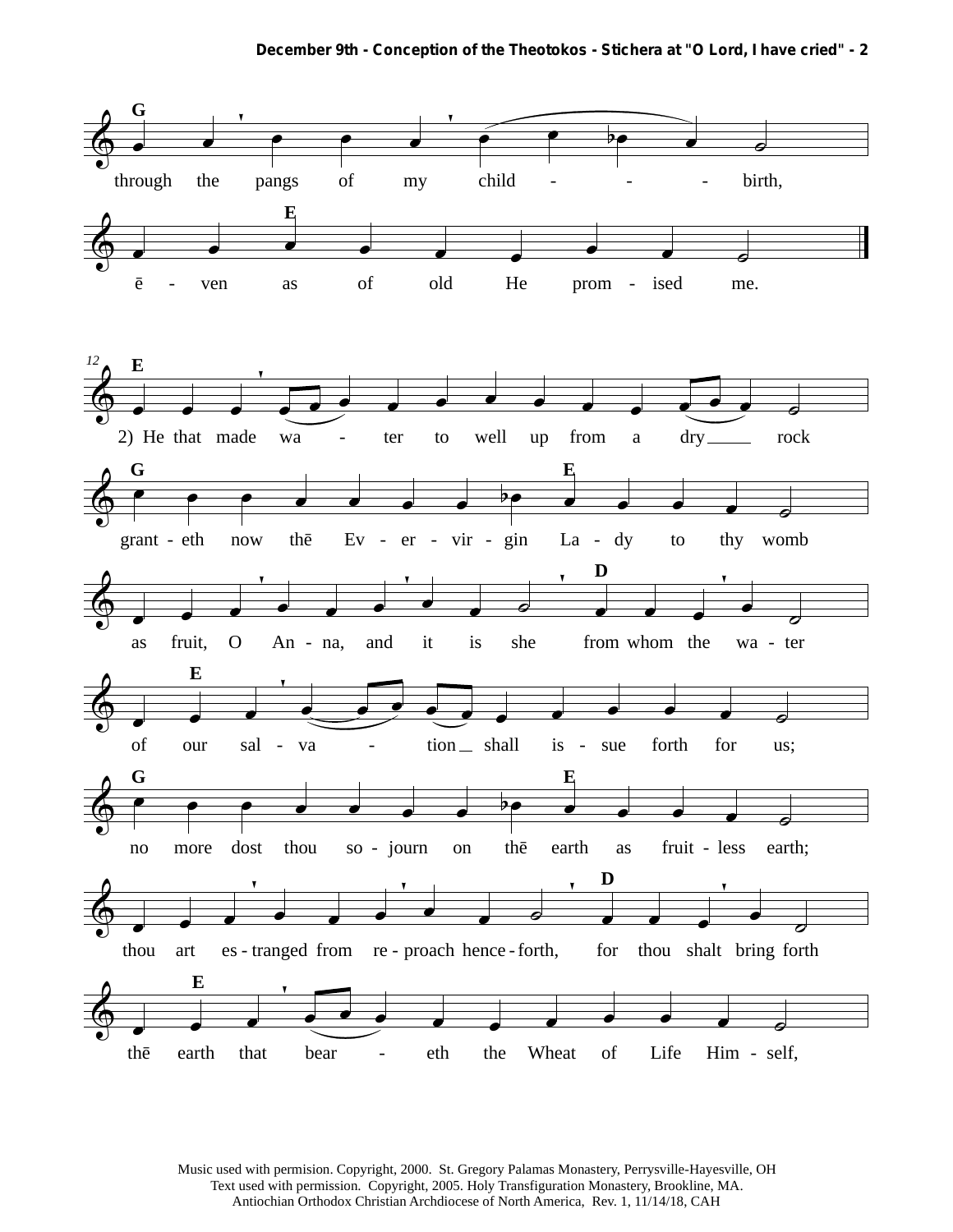G

through the pangs of my child - - - birth,

E

ē - ven as of old He prom - ised me.

12

E

2) He that made wa - ter to well up from a dry___ rock

G E

grant - eth now thē Ev - er - vir - gin La - dy to thy womb

D

as fruit, O An - na, and it is she from whom the wa - ter

E

of our sal - va - tion_ shall is - sue forth for us;

G E

no more dost thou so - journ on thē earth as fruit - less earth;

D

thou art es - tranged from re - proach hence - forth, for thou shalt bring forth

E

thē earth that bear - eth the Wheat of Life Him - self,

Music used with permision. Copyright, 2000. St. Gregory Palamas Monastery, Perrysville-Hayesville, OH
Text used with permission. Copyright, 2005. Holy Transfiguration Monastery, Brookline, MA.
Antiochian Orthodox Christian Archdiocese of North America, Rev. 1, 11/14/18, CAH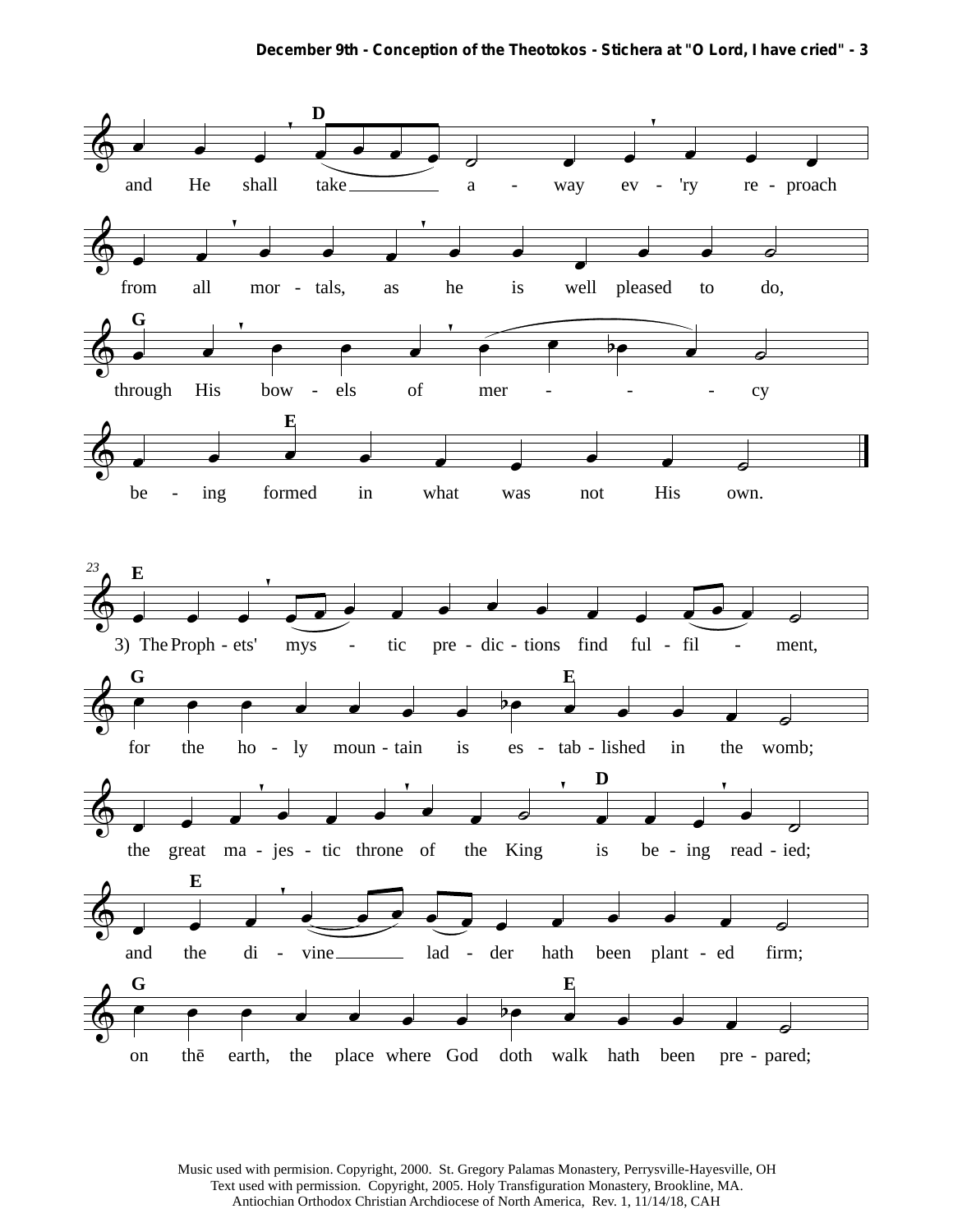and He shall take away ev'ry reproach from all mortals, as he is well pleased to do, through His bowels of mercy being formed in what was not His own.

3) The Prophets' mystic predictions find fulfilment, for the holy mountain is established in the womb; the great majestic throne of the King is being readied; and the divine ladder hath been planted firm; on thē earth, the place where God doth walk hath been prepared;

Music used with permision. Copyright, 2000. St. Gregory Palamas Monastery, Perrysville-Hayesville, OH
Text used with permission. Copyright, 2005. Holy Transfiguration Monastery, Brookline, MA.
Antiochian Orthodox Christian Archdiocese of North America, Rev. 1, 11/14/18, CAH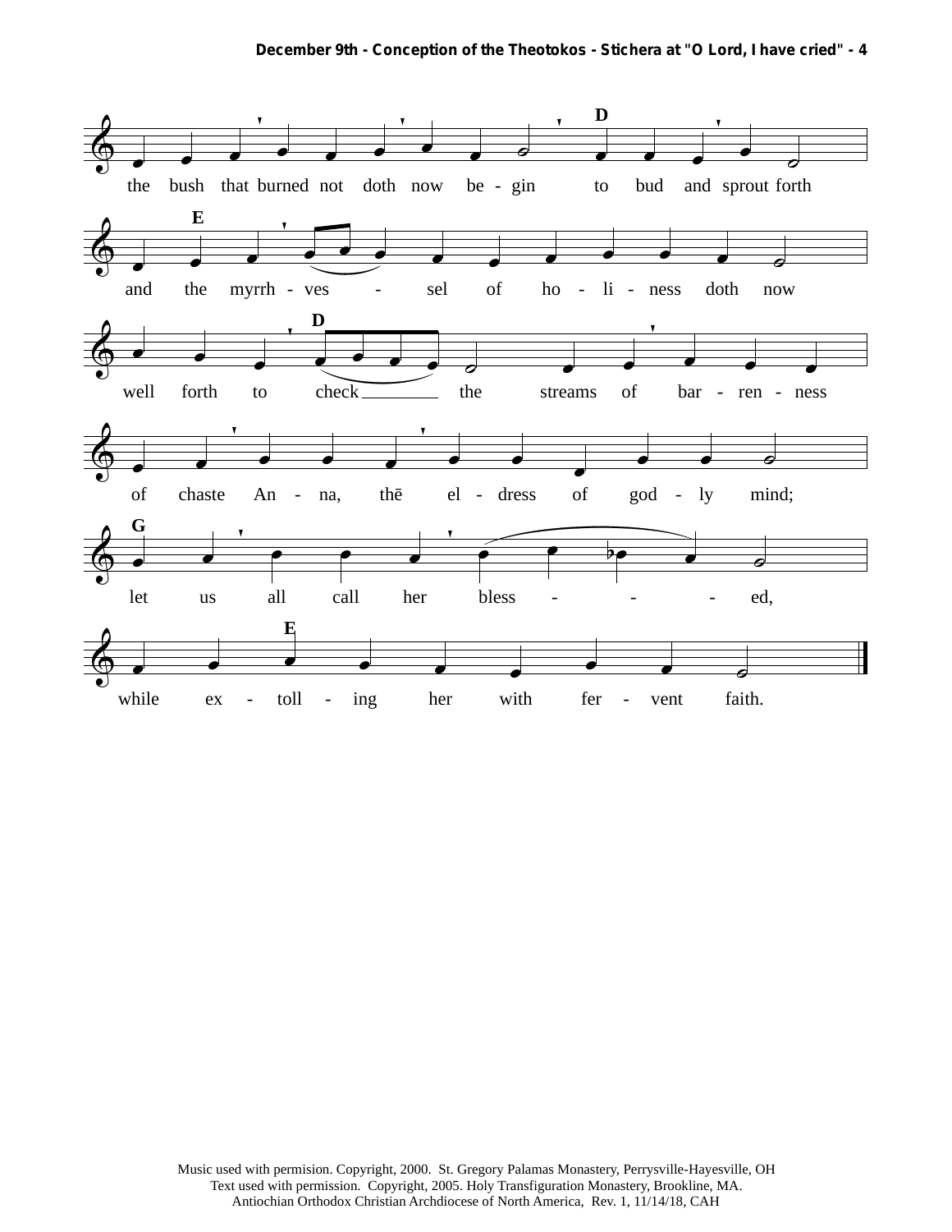the bush that burned not doth now be - gin to bud and sprout forth

and the myrrh - ves - sel of ho - li - ness doth now

well forth to check the streams of bar - ren - ness

of chaste An - na, thē el - dress of god - ly mind;

let us all call her bless - - - ed,

while ex - toll - ing her with fer - vent faith.

Music used with permision. Copyright, 2000. St. Gregory Palamas Monastery, Perrysville-Hayesville, OH
Text used with permission. Copyright, 2005. Holy Transfiguration Monastery, Brookline, MA.
Antiochian Orthodox Christian Archdiocese of North America, Rev. 1, 11/14/18, CAH